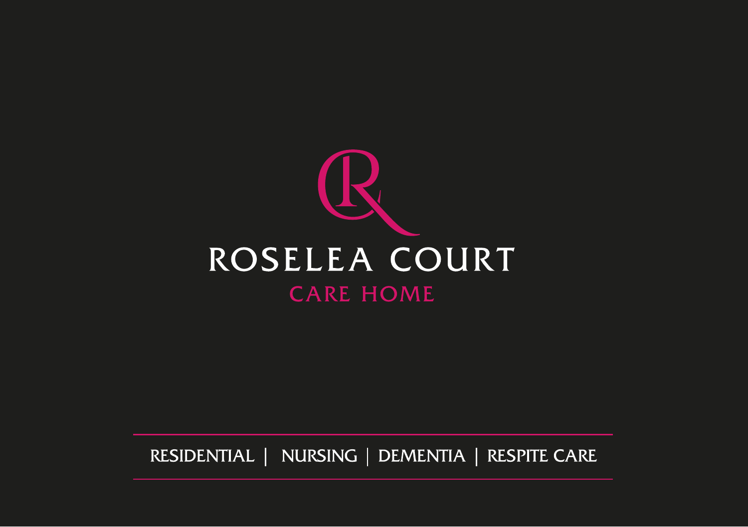# ROSELEA COURT

## CARE HOME

RESIDENTIAL | NURSING | DEMENTIA | RESPITE CARE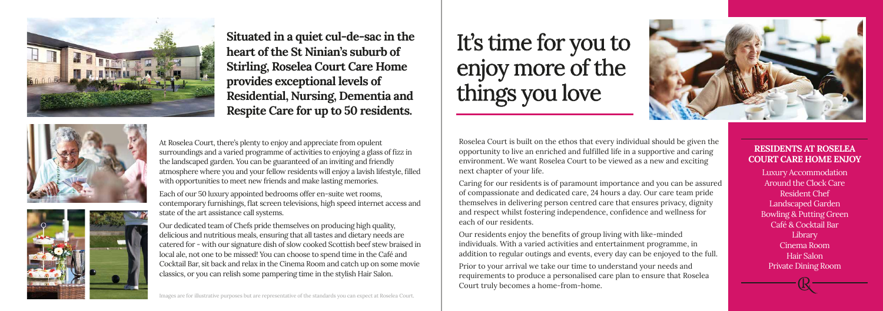**Situated in a quiet cul-de-sac in the heart of the St Ninian's suburb of Stirling, Roselea Court Care Home provides exceptional levels of Residential, Nursing, Dementia and Respite Care for up to 50 residents.**

At Roselea Court, there's plenty to enjoy and appreciate from opulent surroundings and a varied programme of activities to enjoying a glass of fizz in the landscaped garden. You can be guaranteed of an inviting and friendly atmosphere where you and your fellow residents will enjoy a lavish lifestyle, filled with opportunities to meet new friends and make lasting memories.

Each of our 50 luxury appointed bedrooms offer en-suite wet rooms, contemporary furnishings, flat screen televisions, high speed internet access and state of the art assistance call systems.

Our dedicated team of Chefs pride themselves on producing high quality, delicious and nutritious meals, ensuring that all tastes and dietary needs are catered for - with our signature dish of slow cooked Scottish beef stew braised in local ale, not one to be missed! You can choose to spend time in the Café and Cocktail Bar, sit back and relax in the Cinema Room and catch up on some movie classics, or you can relish some pampering time in the stylish Hair Salon.

Images are for illustrative purposes but are representative of the standards you can expect at Roselea Court.

# It's time for you to enjoy more of the things you love

Roselea Court is built on the ethos that every individual should be given the opportunity to live an enriched and fulfilled life in a supportive and caring environment. We want Roselea Court to be viewed as a new and exciting next chapter of your life.

Caring for our residents is of paramount importance and you can be assured of compassionate and dedicated care, 24 hours a day. Our care team pride themselves in delivering person centred care that ensures privacy, dignity and respect whilst fostering independence, confidence and wellness for each of our residents.

Our residents enjoy the benefits of group living with like-minded individuals. With a varied activities and entertainment programme, in addition to regular outings and events, every day can be enjoyed to the full.

Prior to your arrival we take our time to understand your needs and requirements to produce a personalised care plan to ensure that Roselea Court truly becomes a home-from-home.

## RESIDENTS AT ROSELEA COURT CARE HOME ENJOY

- Luxury Accommodation
- Around the Clock Care
- Resident Chef
- Landscaped Garden
- Bowling & Putting Green
- Café & Cocktail Bar
- Library
- Cinema Room
- Hair Salon
- Private Dining Room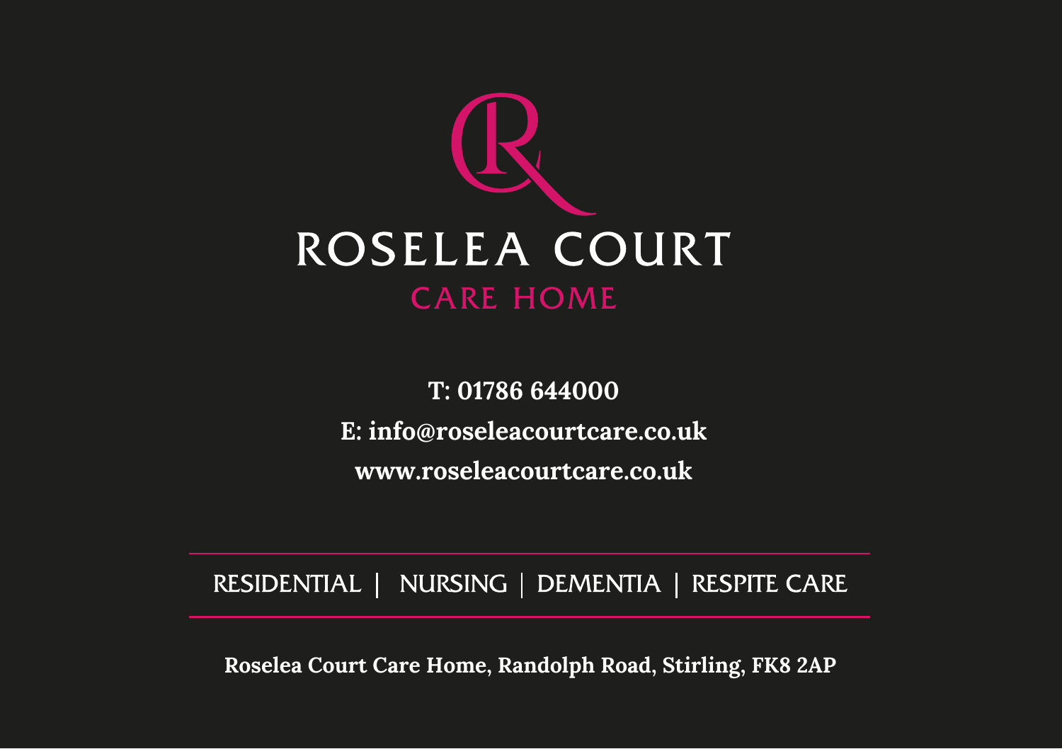# ROSELEA COURT

## CARE HOME

**T: 01786 644000**

**E: info@roseleacourtcare.co.uk**

**www.roseleacourtcare.co.uk**

RESIDENTIAL | NURSING | DEMENTIA | RESPITE CARE

**Roselea Court Care Home, Randolph Road, Stirling, FK8 2AP**